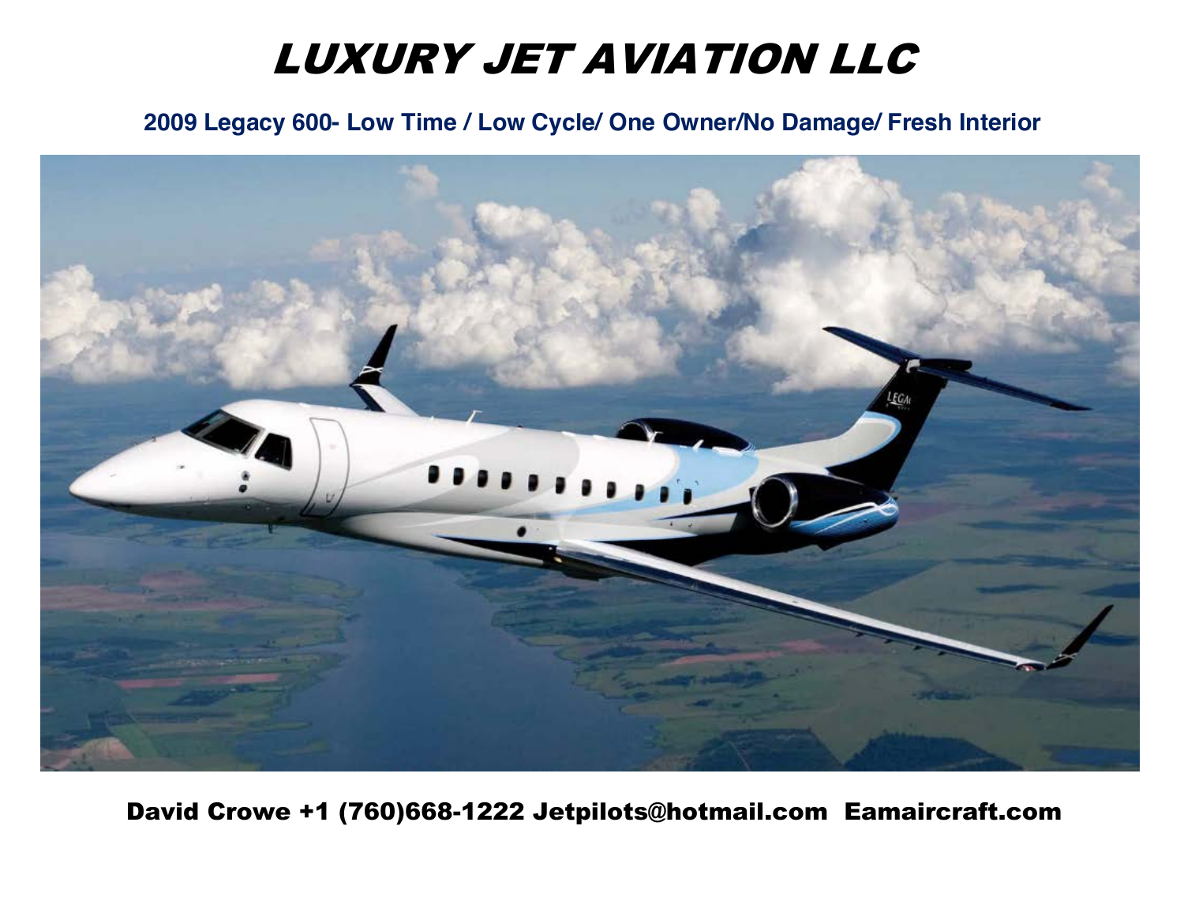# *LUXURY JET AVIATION LLC*

**2009 Legacy 600- Low Time / Low Cycle/ One Owner/No Damage/ Fresh Interior**

**David Crowe +1 (760)668-1222 Jetpilots@hotmail.com Eamaircraft.com**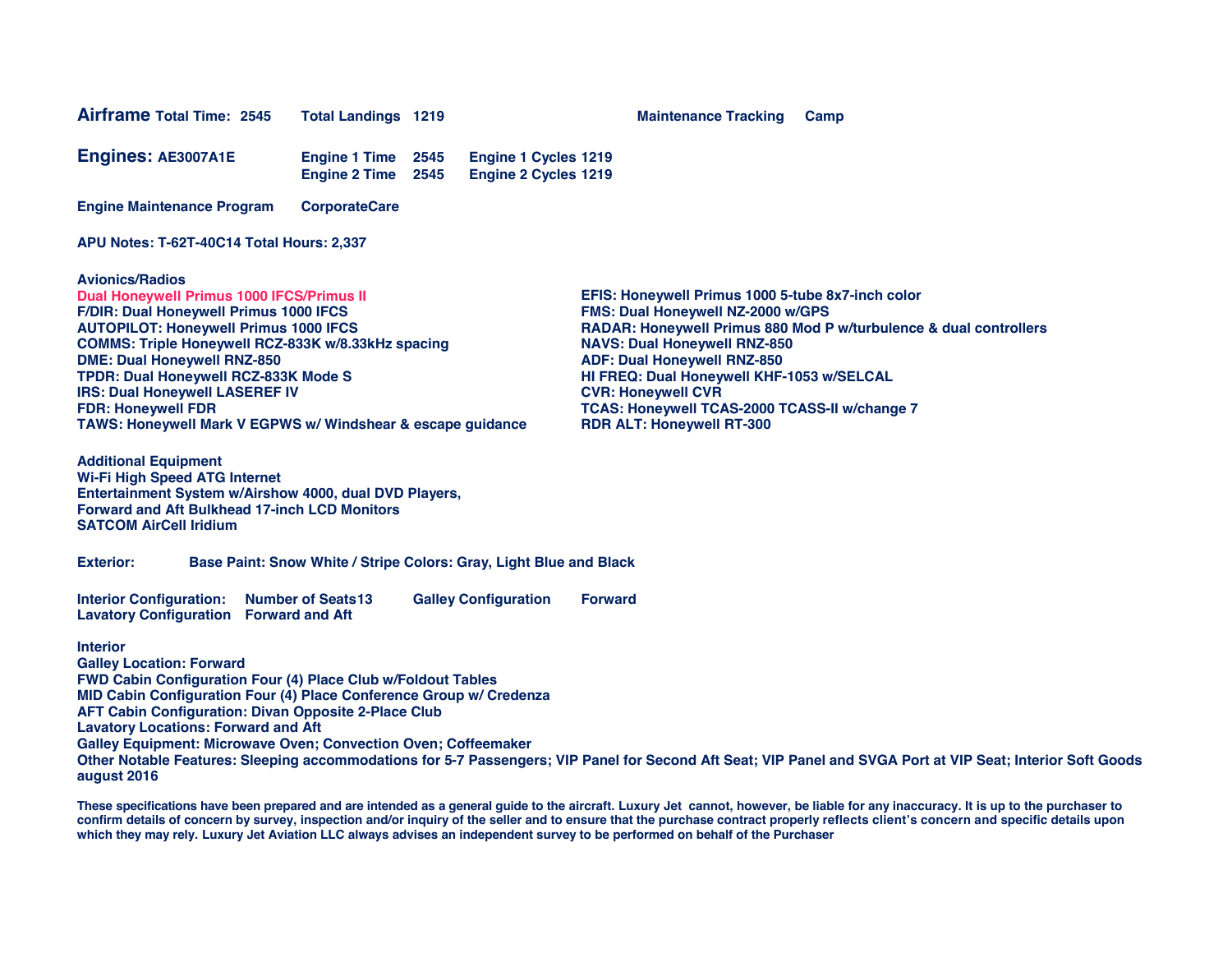**Airframe** **Total Time: 2545** **Total Landings 1219** **Maintenance Tracking Camp**

**Engines: AE3007A1E**

**Engine 1 Time 2545** **Engine 1 Cycles 1219**
**Engine 2 Time 2545** **Engine 2 Cycles 1219**

**Engine Maintenance Program CorporateCare**

**APU Notes: T-62T-40C14 Total Hours: 2,337**

**Avionics/Radios**

**Dual Honeywell Primus 1000 IFCS/Primus II**
**F/DIR: Dual Honeywell Primus 1000 IFCS**
**AUTOPILOT: Honeywell Primus 1000 IFCS**
**COMMS: Triple Honeywell RCZ-833K w/8.33kHz spacing**
**DME: Dual Honeywell RNZ-850**
**TPDR: Dual Honeywell RCZ-833K Mode S**
**IRS: Dual Honeywell LASEREF IV**
**FDR: Honeywell FDR**
**TAWS: Honeywell Mark V EGPWS w/ Windshear & escape guidance**
**EFIS: Honeywell Primus 1000 5-tube 8x7-inch color**
**FMS: Dual Honeywell NZ-2000 w/GPS**
**RADAR: Honeywell Primus 880 Mod P w/turbulence & dual controllers**
**NAVS: Dual Honeywell RNZ-850**
**ADF: Dual Honeywell RNZ-850**
**HI FREQ: Dual Honeywell KHF-1053 w/SELCAL**
**CVR: Honeywell CVR**
**TCAS: Honeywell TCAS-2000 TCASS-II w/change 7**
**RDR ALT: Honeywell RT-300**

**Additional Equipment**
**Wi-Fi High Speed ATG Internet**
**Entertainment System w/Airshow 4000, dual DVD Players,**
**Forward and Aft Bulkhead 17-inch LCD Monitors**
**SATCOM AirCell Iridium**

**Exterior:** **Base Paint: Snow White / Stripe Colors: Gray, Light Blue and Black**

**Interior Configuration: Number of Seats13** **Galley Configuration Forward**
**Lavatory Configuration Forward and Aft**

**Interior**
**Galley Location: Forward**
**FWD Cabin Configuration Four (4) Place Club w/Foldout Tables**
**MID Cabin Configuration Four (4) Place Conference Group w/ Credenza**
**AFT Cabin Configuration: Divan Opposite 2-Place Club**
**Lavatory Locations: Forward and Aft**
**Galley Equipment: Microwave Oven; Convection Oven; Coffeemaker**
**Other Notable Features: Sleeping accommodations for 5-7 Passengers; VIP Panel for Second Aft Seat; VIP Panel and SVGA Port at VIP Seat; Interior Soft Goods august 2016**

**These specifications have been prepared and are intended as a general guide to the aircraft. Luxury Jet cannot, however, be liable for any inaccuracy. It is up to the purchaser to confirm details of concern by survey, inspection and/or inquiry of the seller and to ensure that the purchase contract properly reflects client's concern and specific details upon which they may rely. Luxury Jet Aviation LLC always advises an independent survey to be performed on behalf of the Purchaser**